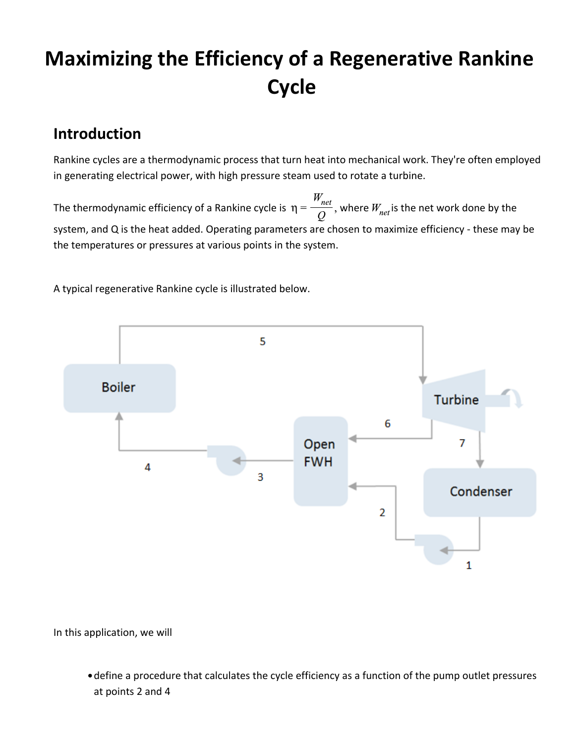# Maximizing the Efficiency of a Regenerative Rankine Cycle

## Introduction

Rankine cycles are a thermodynamic process that turn heat into mechanical work. They're often employed in generating electrical power, with high pressure steam used to rotate a turbine.

The thermodynamic efficiency of a Rankine cycle is $\eta = \frac{W_{net}}{Q}$, where $W_{net}$ is the net work done by the system, and Q is the heat added. Operating parameters are chosen to maximize efficiency - these may be the temperatures or pressures at various points in the system.

A typical regenerative Rankine cycle is illustrated below.

In this application, we will

- define a procedure that calculates the cycle efficiency as a function of the pump outlet pressures at points 2 and 4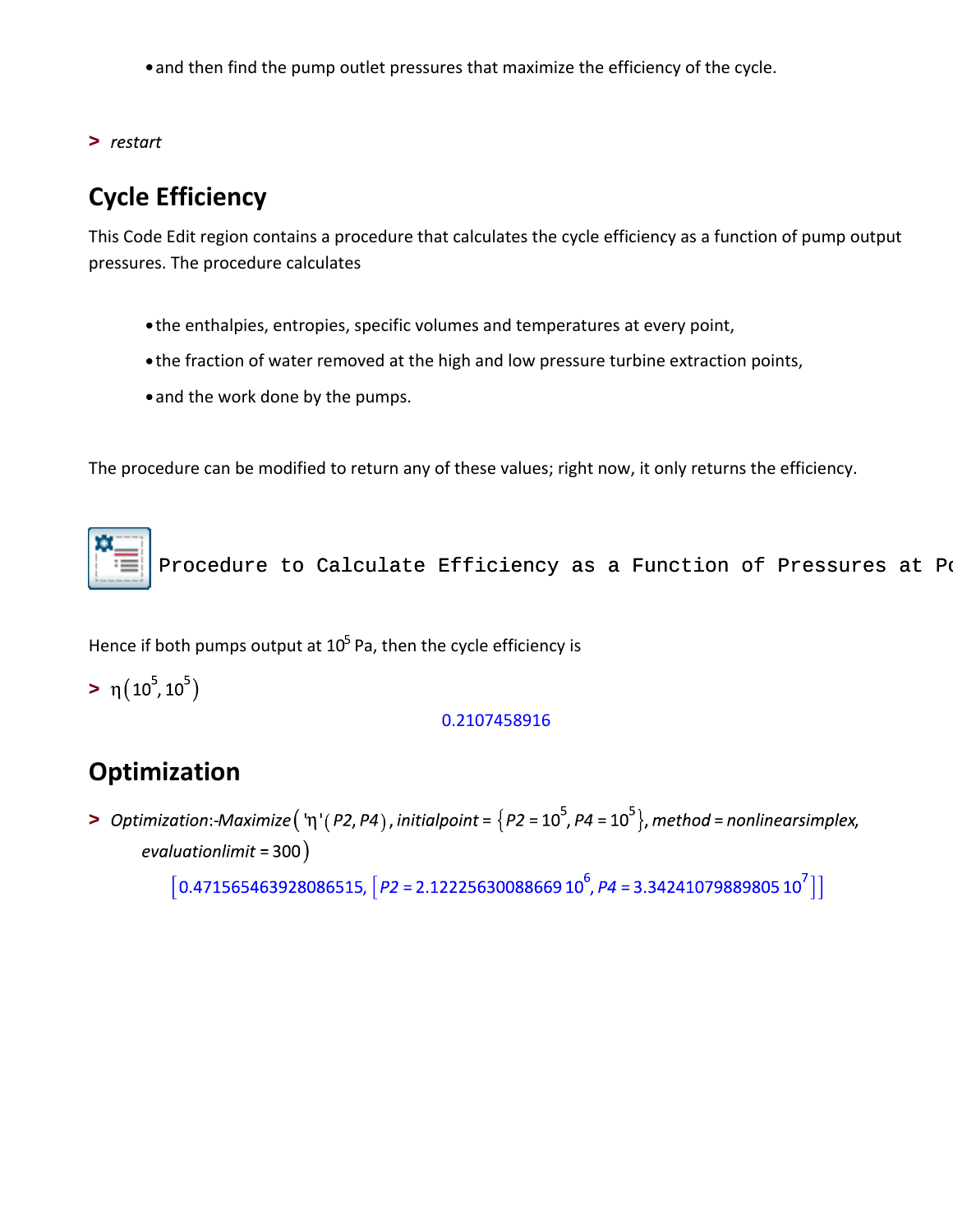- and then find the pump outlet pressures that maximize the efficiency of the cycle.

```
> restart
```

## Cycle Efficiency

This Code Edit region contains a procedure that calculates the cycle efficiency as a function of pump output pressures. The procedure calculates

- the enthalpies, entropies, specific volumes and temperatures at every point,
- the fraction of water removed at the high and low pressure turbine extraction points,
- and the work done by the pumps.

The procedure can be modified to return any of these values; right now, it only returns the efficiency.

Procedure to Calculate Efficiency as a Function of Pressures at Po

Hence if both pumps output at $10^5$ Pa, then the cycle efficiency is

> $\eta(10^5, 10^5)$

$$0.2107458916$$

## Optimization

> *Optimization*:-*Maximize*('$\eta$'(*P2*, *P4*), *initialpoint* = {*P2* = $10^5$, *P4* = $10^5$}, *method* = *nonlinearsimplex*, *evaluationlimit* = 300)

$$[0.471565463928086515, [P2 = 2.12225630088669\ 10^6, P4 = 3.34241079889805\ 10^7]]$$